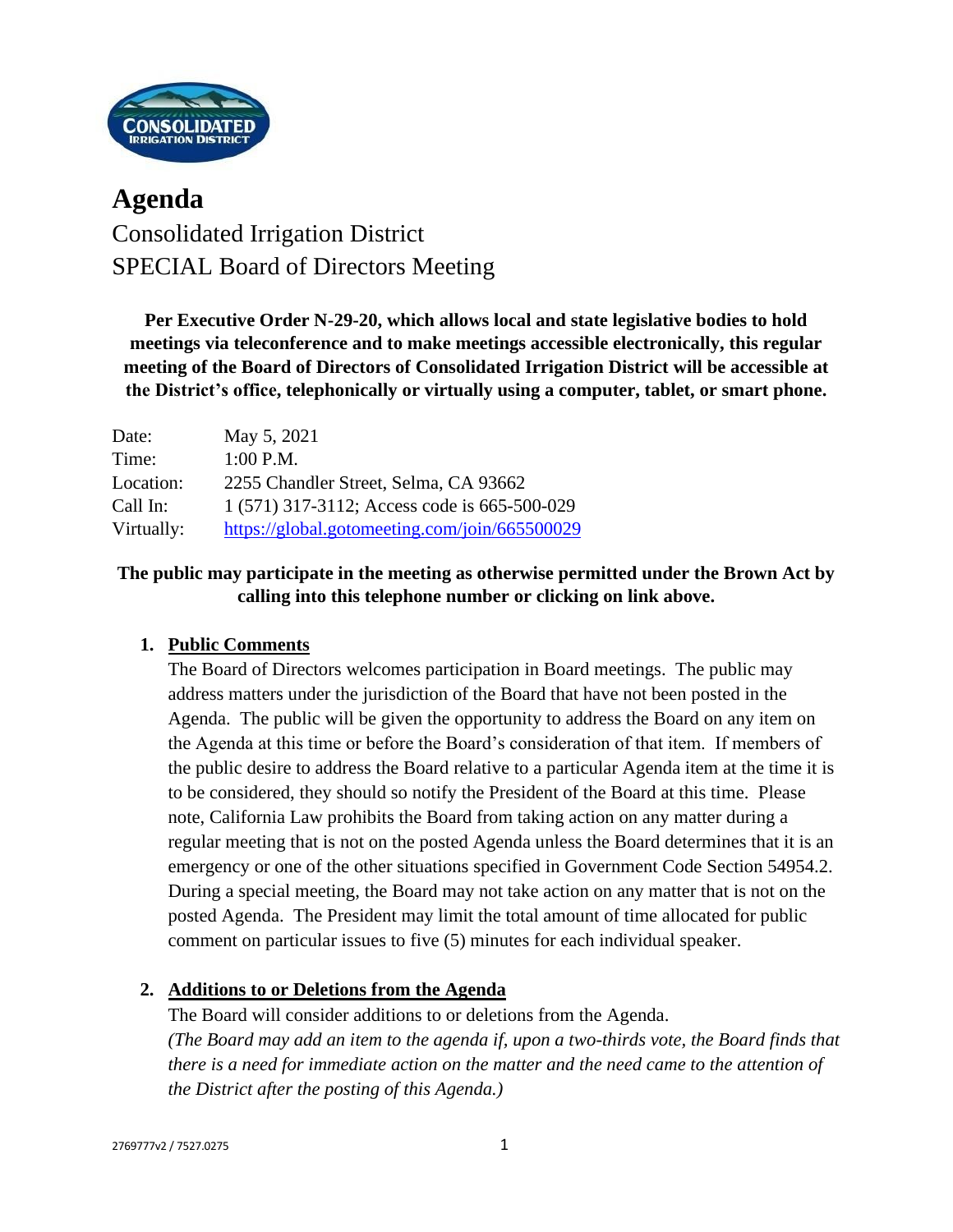# Agenda

## Consolidated Irrigation District
## SPECIAL Board of Directors Meeting

**Per Executive Order N-29-20, which allows local and state legislative bodies to hold meetings via teleconference and to make meetings accessible electronically, this regular meeting of the Board of Directors of Consolidated Irrigation District will be accessible at the District's office, telephonically or virtually using a computer, tablet, or smart phone.**

| | |
|---|---|
| Date: | May 5, 2021 |
| Time: | 1:00 P.M. |
| Location: | 2255 Chandler Street, Selma, CA 93662 |
| Call In: | 1 (571) 317-3112; Access code is 665-500-029 |
| Virtually: | https://global.gotomeeting.com/join/665500029 |

**The public may participate in the meeting as otherwise permitted under the Brown Act by calling into this telephone number or clicking on link above.**

1. **Public Comments**

   The Board of Directors welcomes participation in Board meetings. The public may address matters under the jurisdiction of the Board that have not been posted in the Agenda. The public will be given the opportunity to address the Board on any item on the Agenda at this time or before the Board's consideration of that item. If members of the public desire to address the Board relative to a particular Agenda item at the time it is to be considered, they should so notify the President of the Board at this time. Please note, California Law prohibits the Board from taking action on any matter during a regular meeting that is not on the posted Agenda unless the Board determines that it is an emergency or one of the other situations specified in Government Code Section 54954.2. During a special meeting, the Board may not take action on any matter that is not on the posted Agenda. The President may limit the total amount of time allocated for public comment on particular issues to five (5) minutes for each individual speaker.

2. **Additions to or Deletions from the Agenda**

   The Board will consider additions to or deletions from the Agenda.
   *(The Board may add an item to the agenda if, upon a two-thirds vote, the Board finds that there is a need for immediate action on the matter and the need came to the attention of the District after the posting of this Agenda.)*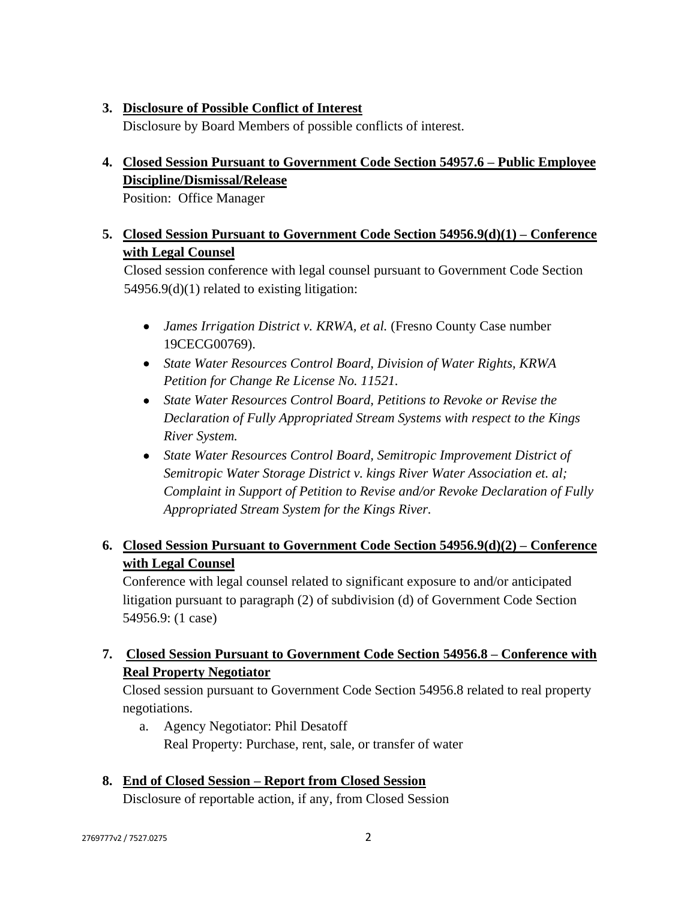3. **<u>Disclosure of Possible Conflict of Interest</u>**
   Disclosure by Board Members of possible conflicts of interest.

4. **<u>Closed Session Pursuant to Government Code Section 54957.6 – Public Employee Discipline/Dismissal/Release</u>**
   Position: Office Manager

5. **<u>Closed Session Pursuant to Government Code Section 54956.9(d)(1) – Conference with Legal Counsel</u>**
   Closed session conference with legal counsel pursuant to Government Code Section 54956.9(d)(1) related to existing litigation:

   - *James Irrigation District v. KRWA, et al.* (Fresno County Case number 19CECG00769).
   - *State Water Resources Control Board, Division of Water Rights, KRWA Petition for Change Re License No. 11521.*
   - *State Water Resources Control Board, Petitions to Revoke or Revise the Declaration of Fully Appropriated Stream Systems with respect to the Kings River System.*
   - *State Water Resources Control Board, Semitropic Improvement District of Semitropic Water Storage District v. kings River Water Association et. al; Complaint in Support of Petition to Revise and/or Revoke Declaration of Fully Appropriated Stream System for the Kings River.*

6. **<u>Closed Session Pursuant to Government Code Section 54956.9(d)(2) – Conference with Legal Counsel</u>**
   Conference with legal counsel related to significant exposure to and/or anticipated litigation pursuant to paragraph (2) of subdivision (d) of Government Code Section 54956.9: (1 case)

7. **<u>Closed Session Pursuant to Government Code Section 54956.8 – Conference with Real Property Negotiator</u>**
   Closed session pursuant to Government Code Section 54956.8 related to real property negotiations.
   a. Agency Negotiator: Phil Desatoff
      Real Property: Purchase, rent, sale, or transfer of water

8. **<u>End of Closed Session – Report from Closed Session</u>**
   Disclosure of reportable action, if any, from Closed Session

2769777v2 / 7527.0275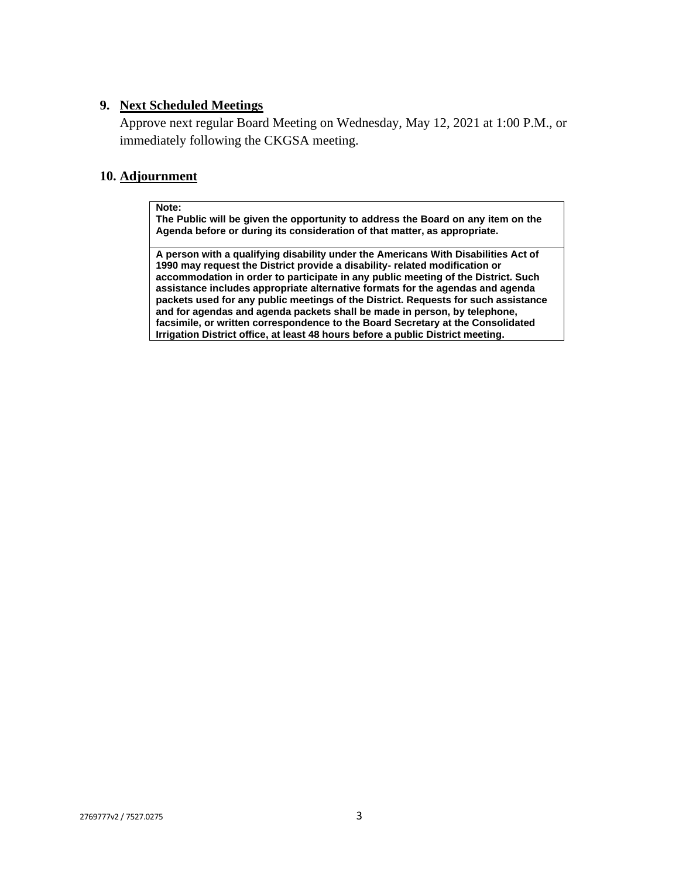**9. Next Scheduled Meetings**

Approve next regular Board Meeting on Wednesday, May 12, 2021 at 1:00 P.M., or immediately following the CKGSA meeting.

**10. Adjournment**

| |
|---|
| **Note:** **The Public will be given the opportunity to address the Board on any item on the Agenda before or during its consideration of that matter, as appropriate.** |
| **A person with a qualifying disability under the Americans With Disabilities Act of 1990 may request the District provide a disability- related modification or accommodation in order to participate in any public meeting of the District. Such assistance includes appropriate alternative formats for the agendas and agenda packets used for any public meetings of the District. Requests for such assistance and for agendas and agenda packets shall be made in person, by telephone, facsimile, or written correspondence to the Board Secretary at the Consolidated Irrigation District office, at least 48 hours before a public District meeting.** |

2769777v2 / 7527.0275